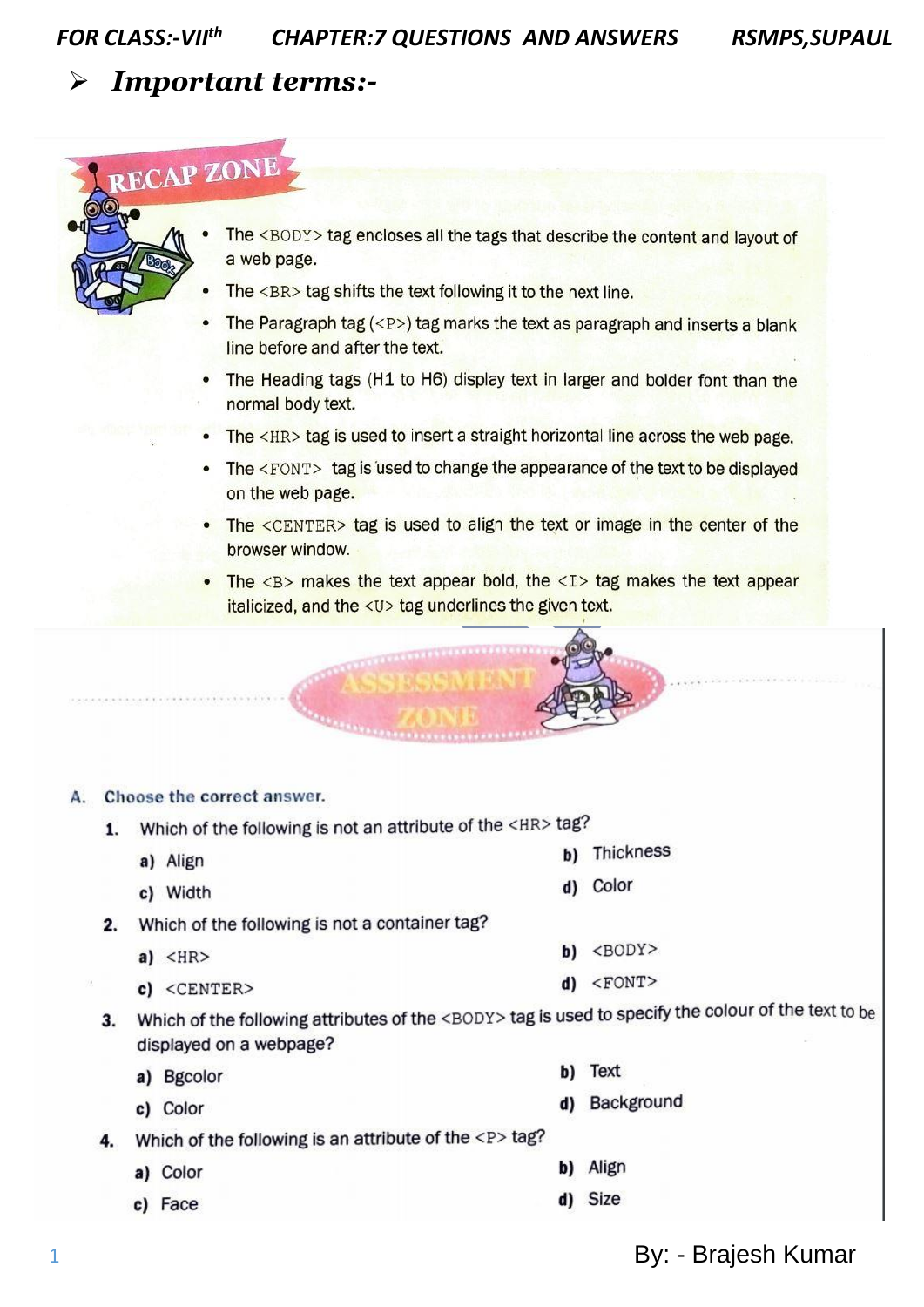- ***Important terms:-***

## RECAP ZONE

- The <BODY> tag encloses all the tags that describe the content and layout of a web page.
- The <BR> tag shifts the text following it to the next line.
- The Paragraph tag (<P>) tag marks the text as paragraph and inserts a blank line before and after the text.
- The Heading tags (H1 to H6) display text in larger and bolder font than the normal body text.
- The <HR> tag is used to insert a straight horizontal line across the web page.
- The <FONT> tag is used to change the appearance of the text to be displayed on the web page.
- The <CENTER> tag is used to align the text or image in the center of the browser window.
- The <B> makes the text appear bold, the <I> tag makes the text appear italicized, and the <U> tag underlines the given text.

## ASSESSMENT ZONE

**A. Choose the correct answer.**

1. Which of the following is not an attribute of the <HR> tag?
   - a) Align
   - b) Thickness
   - c) Width
   - d) Color
2. Which of the following is not a container tag?
   - a) <HR>
   - b) <BODY>
   - c) <CENTER>
   - d) <FONT>
3. Which of the following attributes of the <BODY> tag is used to specify the colour of the text to be displayed on a webpage?
   - a) Bgcolor
   - b) Text
   - c) Color
   - d) Background
4. Which of the following is an attribute of the <P> tag?
   - a) Color
   - b) Align
   - c) Face
   - d) Size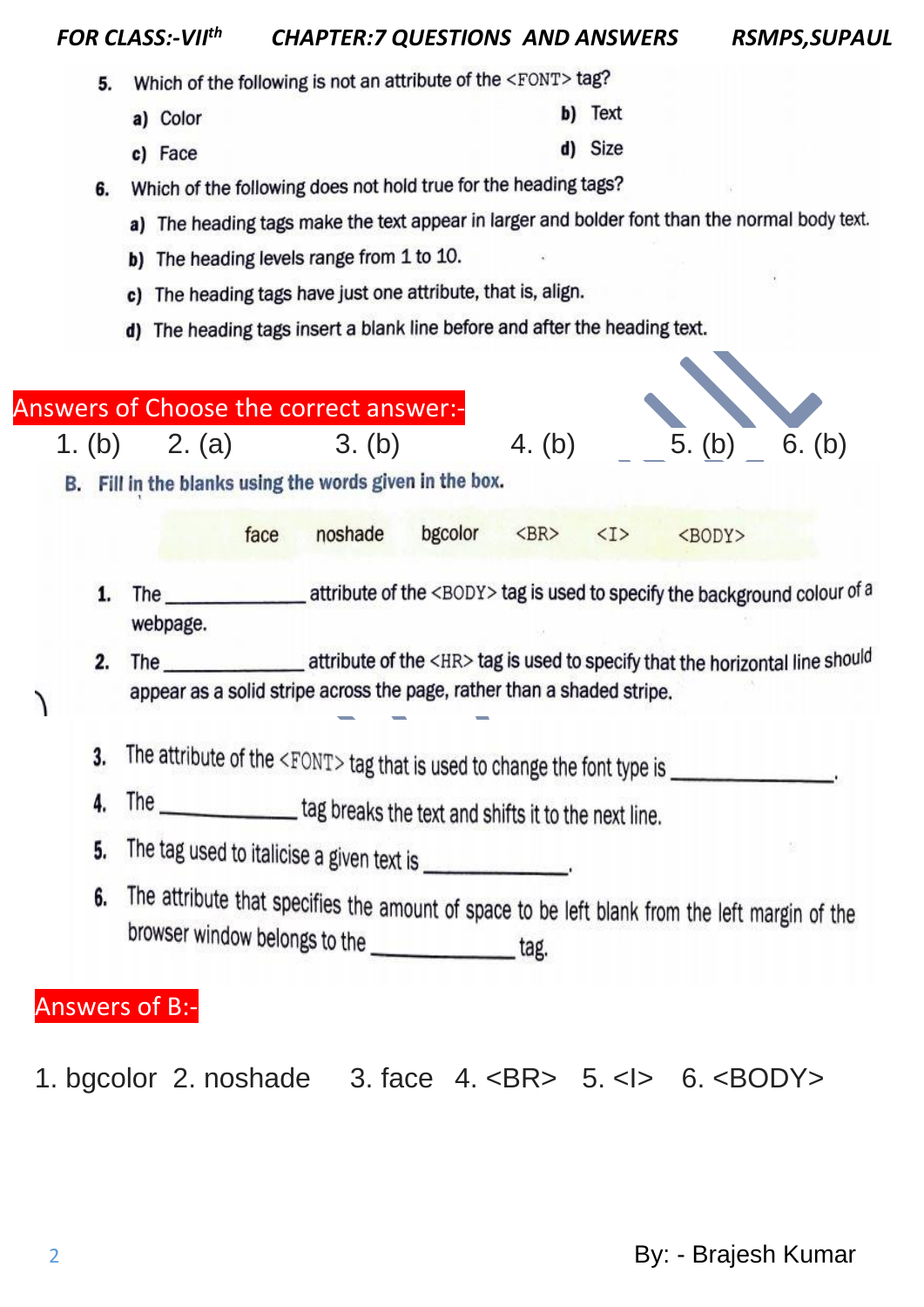5. Which of the following is not an attribute of the <FONT> tag?
   - a) Color
   - b) Text
   - c) Face
   - d) Size
6. Which of the following does not hold true for the heading tags?
   - a) The heading tags make the text appear in larger and bolder font than the normal body text.
   - b) The heading levels range from 1 to 10.
   - c) The heading tags have just one attribute, that is, align.
   - d) The heading tags insert a blank line before and after the heading text.

**Answers of Choose the correct answer:-**

1. (b) 2. (a) 3. (b) 4. (b) 5. (b) 6. (b)

**B. Fill in the blanks using the words given in the box.**

face noshade bgcolor <BR> <I> <BODY>

1. The ______________ attribute of the <BODY> tag is used to specify the background colour of a webpage.
2. The ______________ attribute of the <HR> tag is used to specify that the horizontal line should appear as a solid stripe across the page, rather than a shaded stripe.
3. The attribute of the <FONT> tag that is used to change the font type is ______________.
4. The ______________ tag breaks the text and shifts it to the next line.
5. The tag used to italicise a given text is ______________.
6. The attribute that specifies the amount of space to be left blank from the left margin of the browser window belongs to the ______________ tag.

**Answers of B:-**

1. bgcolor 2. noshade 3. face 4. <BR> 5. <I> 6. <BODY>

By: - Brajesh Kumar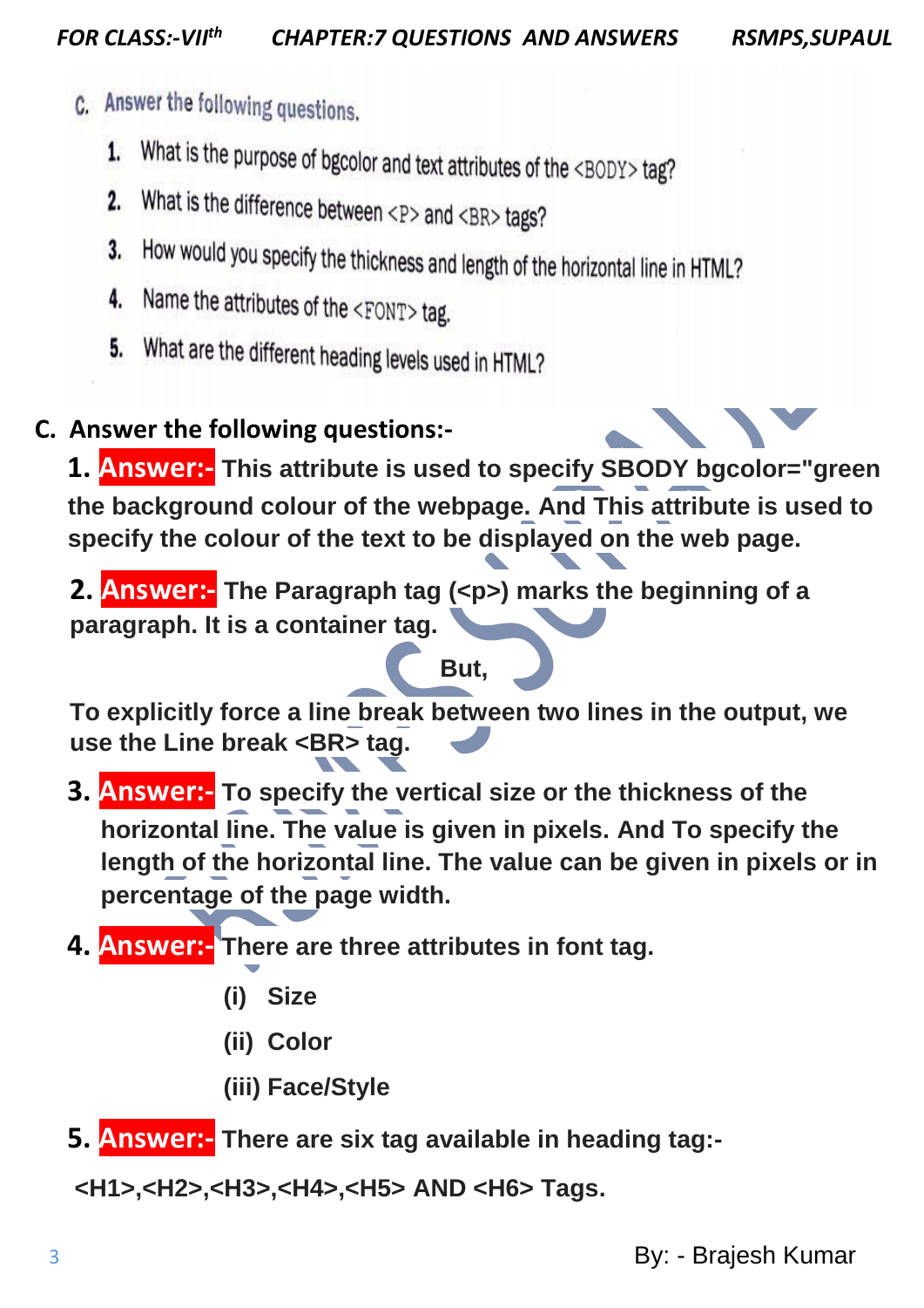C. Answer the following questions.

1. What is the purpose of bgcolor and text attributes of the <BODY> tag?
2. What is the difference between <P> and <BR> tags?
3. How would you specify the thickness and length of the horizontal line in HTML?
4. Name the attributes of the <FONT> tag.
5. What are the different heading levels used in HTML?

**C. Answer the following questions:-**

**1. Answer:- This attribute is used to specify SBODY bgcolor="green the background colour of the webpage. And This attribute is used to specify the colour of the text to be displayed on the web page.**

**2. Answer:- The Paragraph tag (<p>) marks the beginning of a paragraph. It is a container tag.**

**But,**

**To explicitly force a line break between two lines in the output, we use the Line break <BR> tag.**

**3. Answer:- To specify the vertical size or the thickness of the horizontal line. The value is given in pixels. And To specify the length of the horizontal line. The value can be given in pixels or in percentage of the page width.**

**4. Answer:- There are three attributes in font tag.**

**(i) Size**

**(ii) Color**

**(iii) Face/Style**

**5. Answer:- There are six tag available in heading tag:-**

**<H1>,<H2>,<H3>,<H4>,<H5> AND <H6> Tags.**